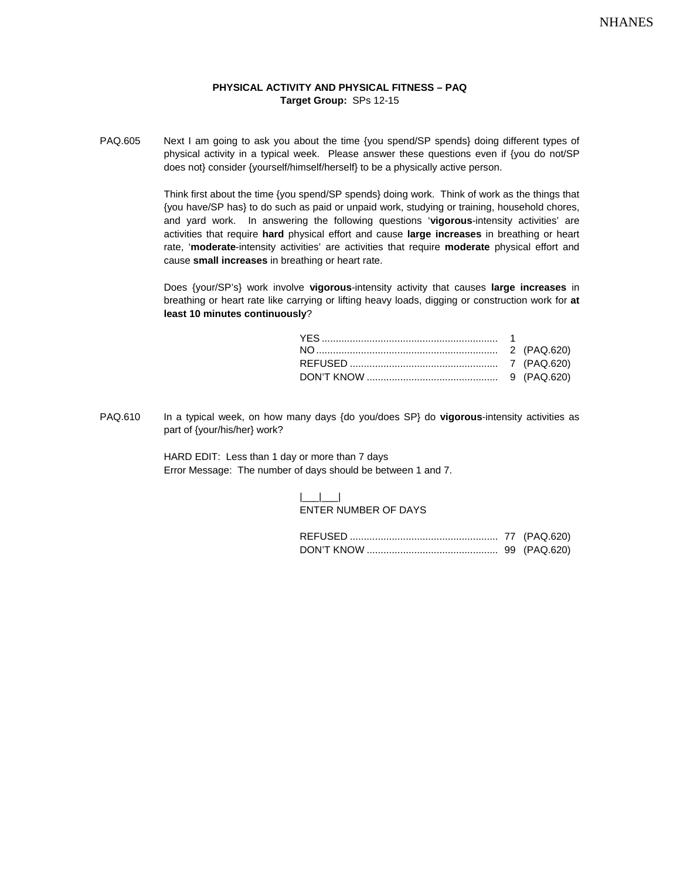**PHYSICAL ACTIVITY AND PHYSICAL FITNESS – PAQ**
**Target Group:** SPs 12-15

PAQ.605 Next I am going to ask you about the time {you spend/SP spends} doing different types of physical activity in a typical week. Please answer these questions even if {you do not/SP does not} consider {yourself/himself/herself} to be a physically active person.

Think first about the time {you spend/SP spends} doing work. Think of work as the things that {you have/SP has} to do such as paid or unpaid work, studying or training, household chores, and yard work. In answering the following questions '**vigorous**-intensity activities' are activities that require **hard** physical effort and cause **large increases** in breathing or heart rate, '**moderate**-intensity activities' are activities that require **moderate** physical effort and cause **small increases** in breathing or heart rate.

Does {your/SP's} work involve **vigorous**-intensity activity that causes **large increases** in breathing or heart rate like carrying or lifting heavy loads, digging or construction work for **at least 10 minutes continuously**?

| | | |
|---|---|---|
| YES | 1 | |
| NO | 2 | (PAQ.620) |
| REFUSED | 7 | (PAQ.620) |
| DON'T KNOW | 9 | (PAQ.620) |

PAQ.610 In a typical week, on how many days {do you/does SP} do **vigorous**-intensity activities as part of {your/his/her} work?

HARD EDIT: Less than 1 day or more than 7 days
Error Message: The number of days should be between 1 and 7.

|___|___|
ENTER NUMBER OF DAYS

| | | |
|---|---|---|
| REFUSED | 77 | (PAQ.620) |
| DON'T KNOW | 99 | (PAQ.620) |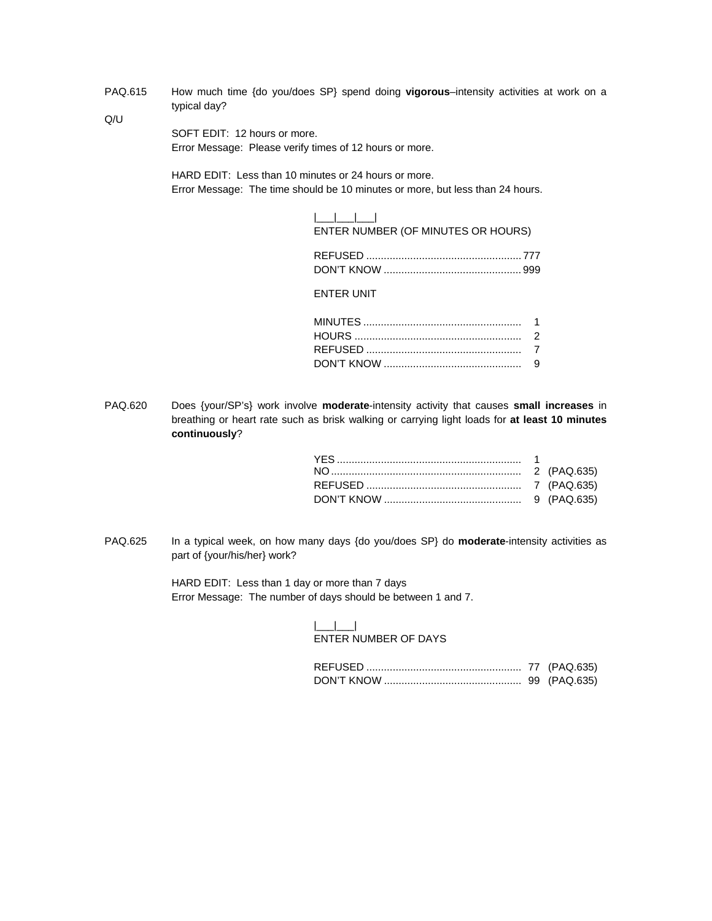PAQ.615 How much time {do you/does SP} spend doing **vigorous**–intensity activities at work on a typical day?

Q/U

SOFT EDIT: 12 hours or more.
Error Message: Please verify times of 12 hours or more.

HARD EDIT: Less than 10 minutes or 24 hours or more.
Error Message: The time should be 10 minutes or more, but less than 24 hours.

|___|___|___|
ENTER NUMBER (OF MINUTES OR HOURS)

REFUSED .................................................... 777
DON'T KNOW .............................................. 999

ENTER UNIT

MINUTES ..................................................... 1
HOURS ........................................................ 2
REFUSED .................................................... 7
DON'T KNOW .............................................. 9

PAQ.620 Does {your/SP's} work involve **moderate**-intensity activity that causes **small increases** in breathing or heart rate such as brisk walking or carrying light loads for **at least 10 minutes continuously**?

YES .............................................................. 1
NO ................................................................ 2 (PAQ.635)
REFUSED .................................................... 7 (PAQ.635)
DON'T KNOW .............................................. 9 (PAQ.635)

PAQ.625 In a typical week, on how many days {do you/does SP} do **moderate**-intensity activities as part of {your/his/her} work?

HARD EDIT: Less than 1 day or more than 7 days
Error Message: The number of days should be between 1 and 7.

|___|___|
ENTER NUMBER OF DAYS

REFUSED .................................................... 77 (PAQ.635)
DON'T KNOW .............................................. 99 (PAQ.635)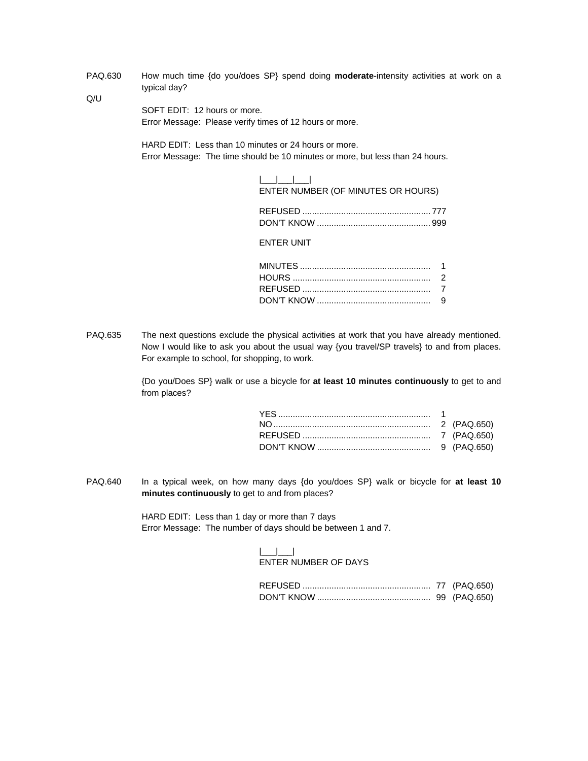PAQ.630 How much time {do you/does SP} spend doing **moderate**-intensity activities at work on a typical day?

Q/U

SOFT EDIT: 12 hours or more.
Error Message: Please verify times of 12 hours or more.

HARD EDIT: Less than 10 minutes or 24 hours or more.
Error Message: The time should be 10 minutes or more, but less than 24 hours.

|___|___|___|
ENTER NUMBER (OF MINUTES OR HOURS)

REFUSED .................................................... 777
DON'T KNOW .............................................. 999

ENTER UNIT

MINUTES ...................................................... 1
HOURS ......................................................... 2
REFUSED ...................................................... 7
DON'T KNOW ................................................ 9

PAQ.635 The next questions exclude the physical activities at work that you have already mentioned. Now I would like to ask you about the usual way {you travel/SP travels} to and from places. For example to school, for shopping, to work.

{Do you/Does SP} walk or use a bicycle for **at least 10 minutes continuously** to get to and from places?

YES .............................................................. 1
NO ................................................................ 2 (PAQ.650)
REFUSED ...................................................... 7 (PAQ.650)
DON'T KNOW ................................................ 9 (PAQ.650)

PAQ.640 In a typical week, on how many days {do you/does SP} walk or bicycle for **at least 10 minutes continuously** to get to and from places?

HARD EDIT: Less than 1 day or more than 7 days
Error Message: The number of days should be between 1 and 7.

|___|___|
ENTER NUMBER OF DAYS

REFUSED ...................................................... 77 (PAQ.650)
DON'T KNOW ................................................ 99 (PAQ.650)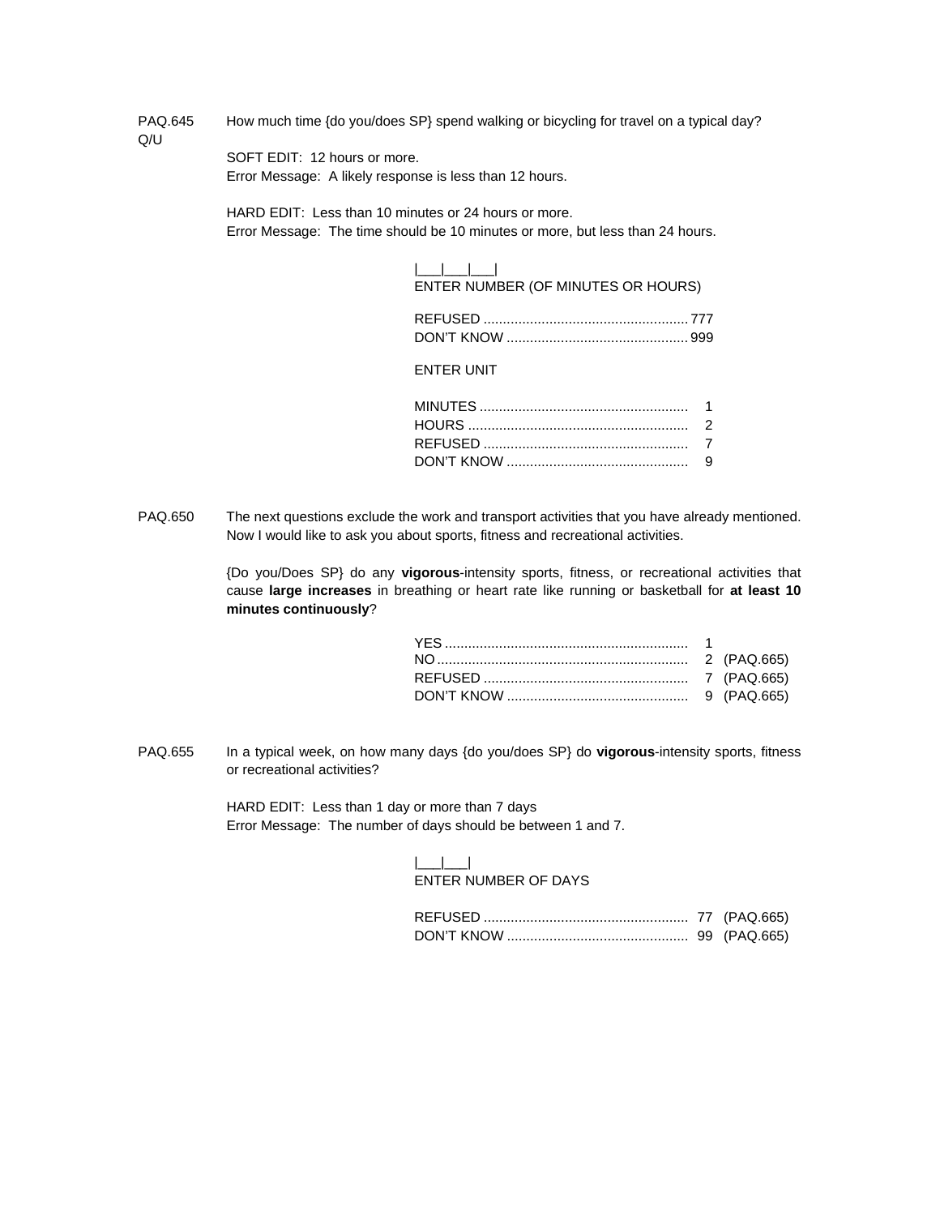PAQ.645 Q/U

How much time {do you/does SP} spend walking or bicycling for travel on a typical day?

SOFT EDIT: 12 hours or more.
Error Message: A likely response is less than 12 hours.

HARD EDIT: Less than 10 minutes or 24 hours or more.
Error Message: The time should be 10 minutes or more, but less than 24 hours.

|___|___|___|
ENTER NUMBER (OF MINUTES OR HOURS)

REFUSED .................................................... 777
DON'T KNOW .............................................. 999

ENTER UNIT

MINUTES ..................................................... 1
HOURS ......................................................... 2
REFUSED .................................................... 7
DON'T KNOW .............................................. 9

PAQ.650

The next questions exclude the work and transport activities that you have already mentioned. Now I would like to ask you about sports, fitness and recreational activities.

{Do you/Does SP} do any **vigorous**-intensity sports, fitness, or recreational activities that cause **large increases** in breathing or heart rate like running or basketball for **at least 10 minutes continuously**?

YES .............................................................. 1
NO ................................................................ 2 (PAQ.665)
REFUSED .................................................... 7 (PAQ.665)
DON'T KNOW .............................................. 9 (PAQ.665)

PAQ.655

In a typical week, on how many days {do you/does SP} do **vigorous**-intensity sports, fitness or recreational activities?

HARD EDIT: Less than 1 day or more than 7 days
Error Message: The number of days should be between 1 and 7.

|___|___|
ENTER NUMBER OF DAYS

REFUSED .................................................... 77 (PAQ.665)
DON'T KNOW .............................................. 99 (PAQ.665)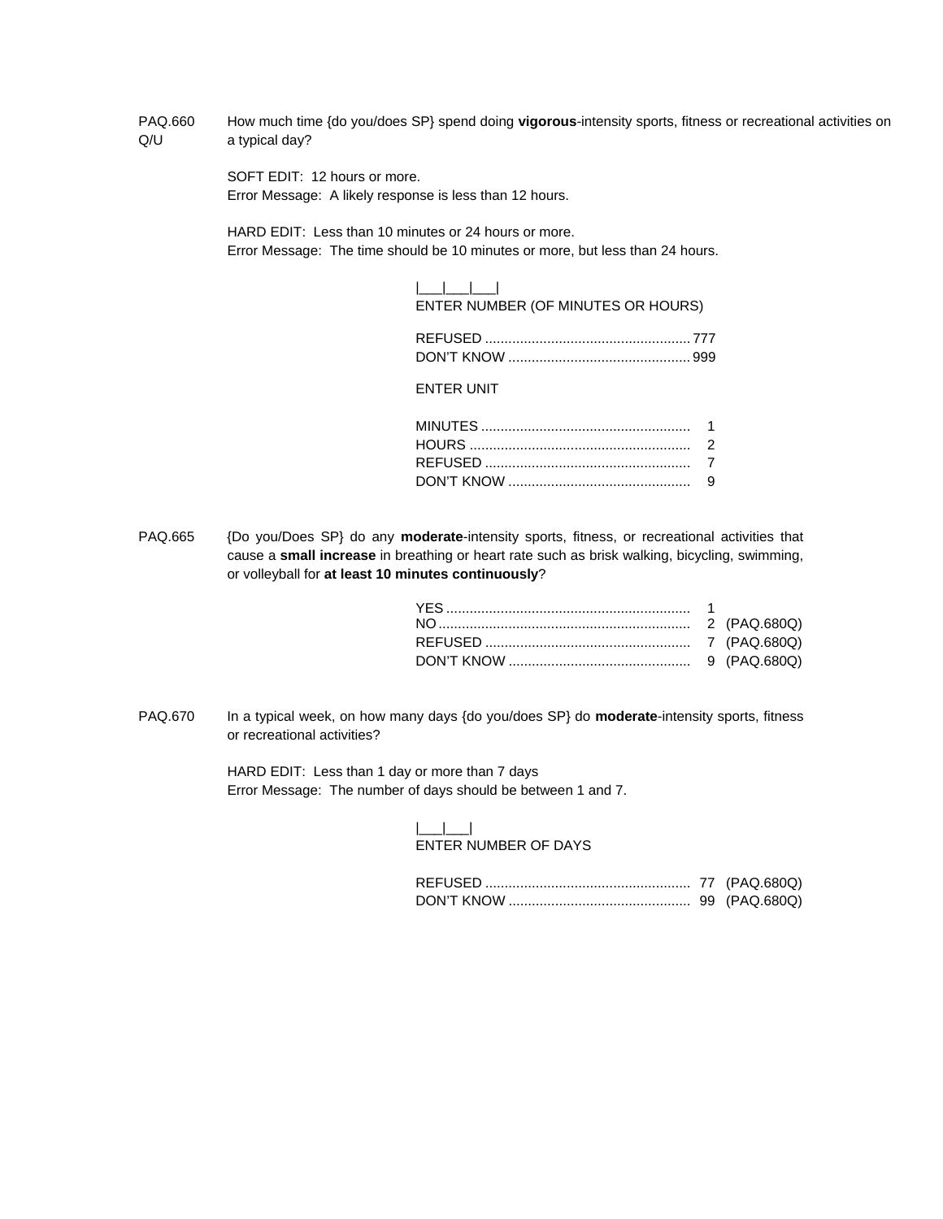**PAQ.660 Q/U** How much time {do you/does SP} spend doing **vigorous**-intensity sports, fitness or recreational activities on a typical day?

SOFT EDIT: 12 hours or more.
Error Message: A likely response is less than 12 hours.

HARD EDIT: Less than 10 minutes or 24 hours or more.
Error Message: The time should be 10 minutes or more, but less than 24 hours.

|___|___|___|
ENTER NUMBER (OF MINUTES OR HOURS)

REFUSED .................................................... 777
DON'T KNOW .............................................. 999

ENTER UNIT

MINUTES ..................................................... 1
HOURS ........................................................ 2
REFUSED .................................................... 7
DON'T KNOW .............................................. 9

**PAQ.665** {Do you/Does SP} do any **moderate**-intensity sports, fitness, or recreational activities that cause a **small increase** in breathing or heart rate such as brisk walking, bicycling, swimming, or volleyball for **at least 10 minutes continuously**?

YES .............................................................. 1
NO ................................................................ 2 (PAQ.680Q)
REFUSED .................................................... 7 (PAQ.680Q)
DON'T KNOW .............................................. 9 (PAQ.680Q)

**PAQ.670** In a typical week, on how many days {do you/does SP} do **moderate**-intensity sports, fitness or recreational activities?

HARD EDIT: Less than 1 day or more than 7 days
Error Message: The number of days should be between 1 and 7.

|___|___|
ENTER NUMBER OF DAYS

REFUSED .................................................... 77 (PAQ.680Q)
DON'T KNOW .............................................. 99 (PAQ.680Q)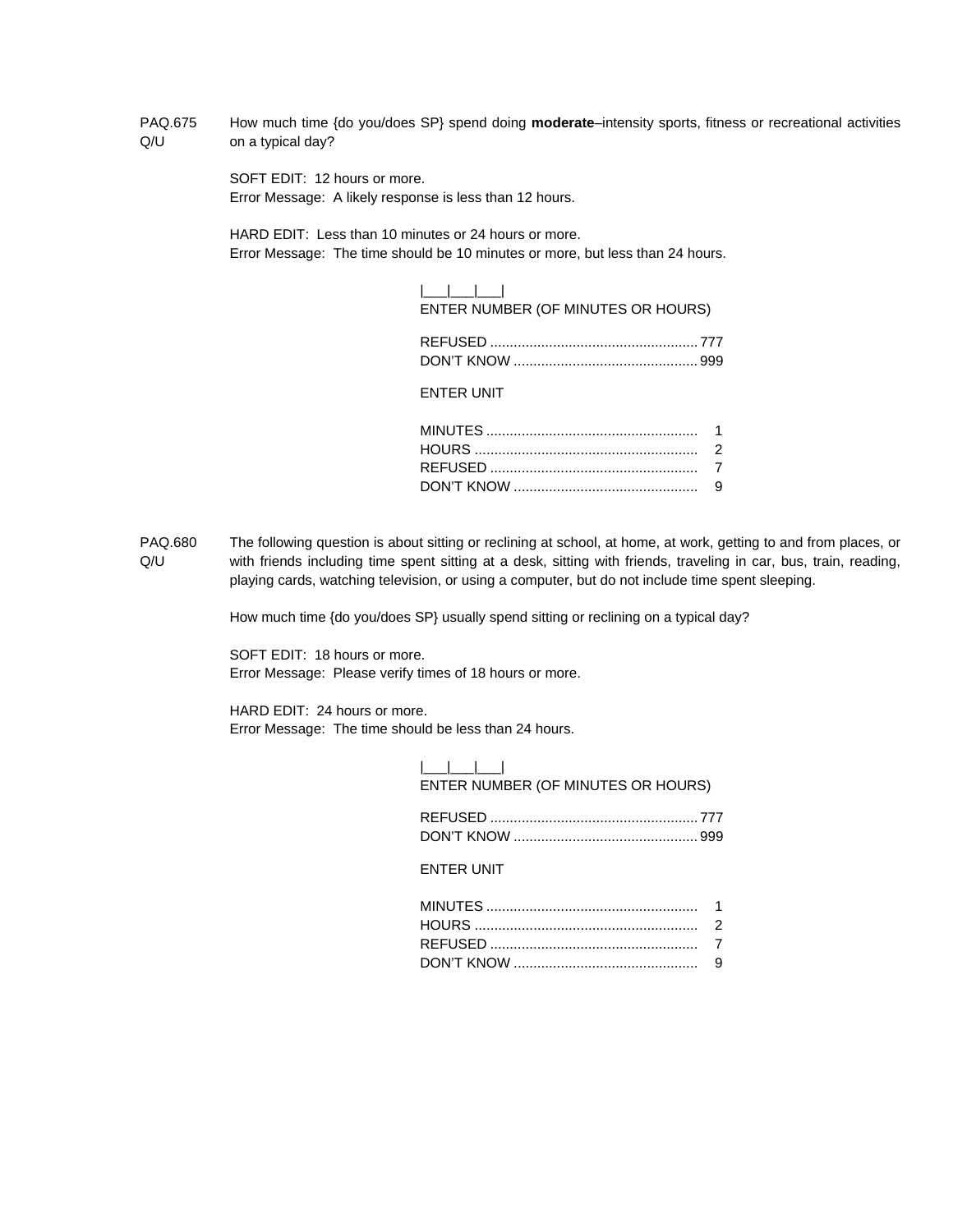PAQ.675
Q/U

How much time {do you/does SP} spend doing **moderate**–intensity sports, fitness or recreational activities on a typical day?

SOFT EDIT: 12 hours or more.
Error Message: A likely response is less than 12 hours.

HARD EDIT: Less than 10 minutes or 24 hours or more.
Error Message: The time should be 10 minutes or more, but less than 24 hours.

|___|___|___|
ENTER NUMBER (OF MINUTES OR HOURS)

REFUSED .................................................... 777
DON'T KNOW .............................................. 999

ENTER UNIT

MINUTES ..................................................... 1
HOURS ........................................................ 2
REFUSED .................................................... 7
DON'T KNOW .............................................. 9

PAQ.680
Q/U

The following question is about sitting or reclining at school, at home, at work, getting to and from places, or with friends including time spent sitting at a desk, sitting with friends, traveling in car, bus, train, reading, playing cards, watching television, or using a computer, but do not include time spent sleeping.

How much time {do you/does SP} usually spend sitting or reclining on a typical day?

SOFT EDIT: 18 hours or more.
Error Message: Please verify times of 18 hours or more.

HARD EDIT: 24 hours or more.
Error Message: The time should be less than 24 hours.

|___|___|___|
ENTER NUMBER (OF MINUTES OR HOURS)

REFUSED .................................................... 777
DON'T KNOW .............................................. 999

ENTER UNIT

MINUTES ..................................................... 1
HOURS ........................................................ 2
REFUSED .................................................... 7
DON'T KNOW .............................................. 9